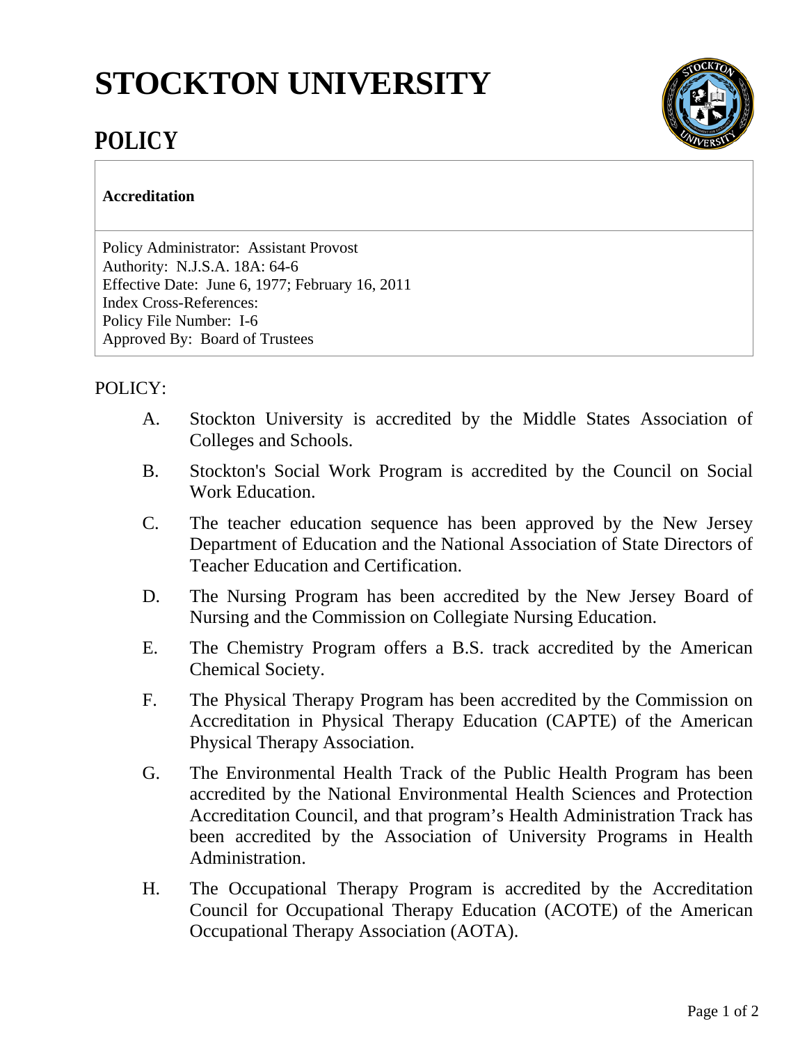# STOCKTON UNIVERSITY

## POLICY

**Accreditation**

Policy Administrator: Assistant Provost
Authority: N.J.S.A. 18A: 64-6
Effective Date: June 6, 1977; February 16, 2011
Index Cross-References:
Policy File Number: I-6
Approved By: Board of Trustees

POLICY:

A. Stockton University is accredited by the Middle States Association of Colleges and Schools.

B. Stockton's Social Work Program is accredited by the Council on Social Work Education.

C. The teacher education sequence has been approved by the New Jersey Department of Education and the National Association of State Directors of Teacher Education and Certification.

D. The Nursing Program has been accredited by the New Jersey Board of Nursing and the Commission on Collegiate Nursing Education.

E. The Chemistry Program offers a B.S. track accredited by the American Chemical Society.

F. The Physical Therapy Program has been accredited by the Commission on Accreditation in Physical Therapy Education (CAPTE) of the American Physical Therapy Association.

G. The Environmental Health Track of the Public Health Program has been accredited by the National Environmental Health Sciences and Protection Accreditation Council, and that program's Health Administration Track has been accredited by the Association of University Programs in Health Administration.

H. The Occupational Therapy Program is accredited by the Accreditation Council for Occupational Therapy Education (ACOTE) of the American Occupational Therapy Association (AOTA).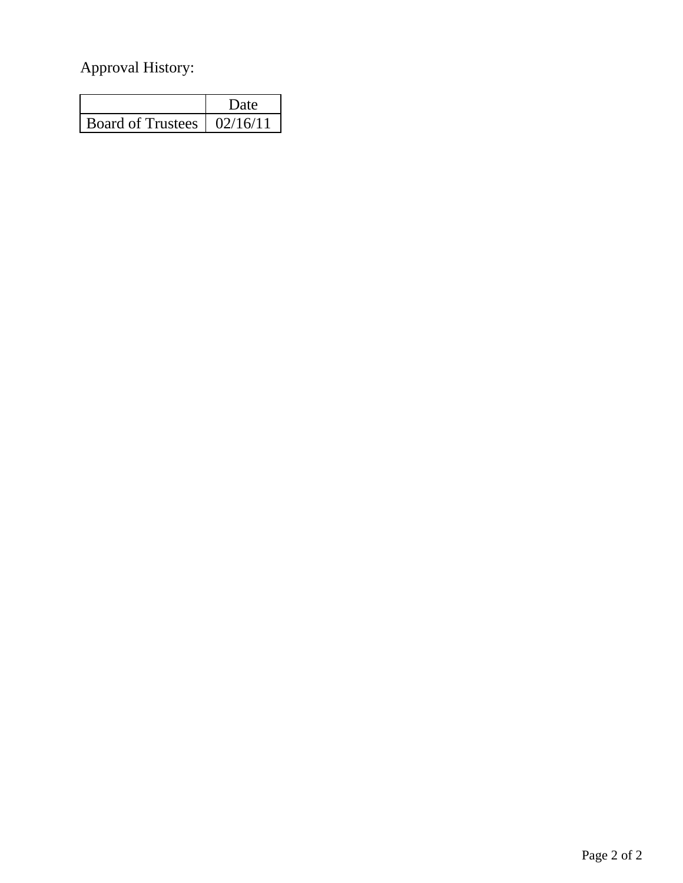Approval History:

| | Date |
|---|---|
| Board of Trustees | 02/16/11 |